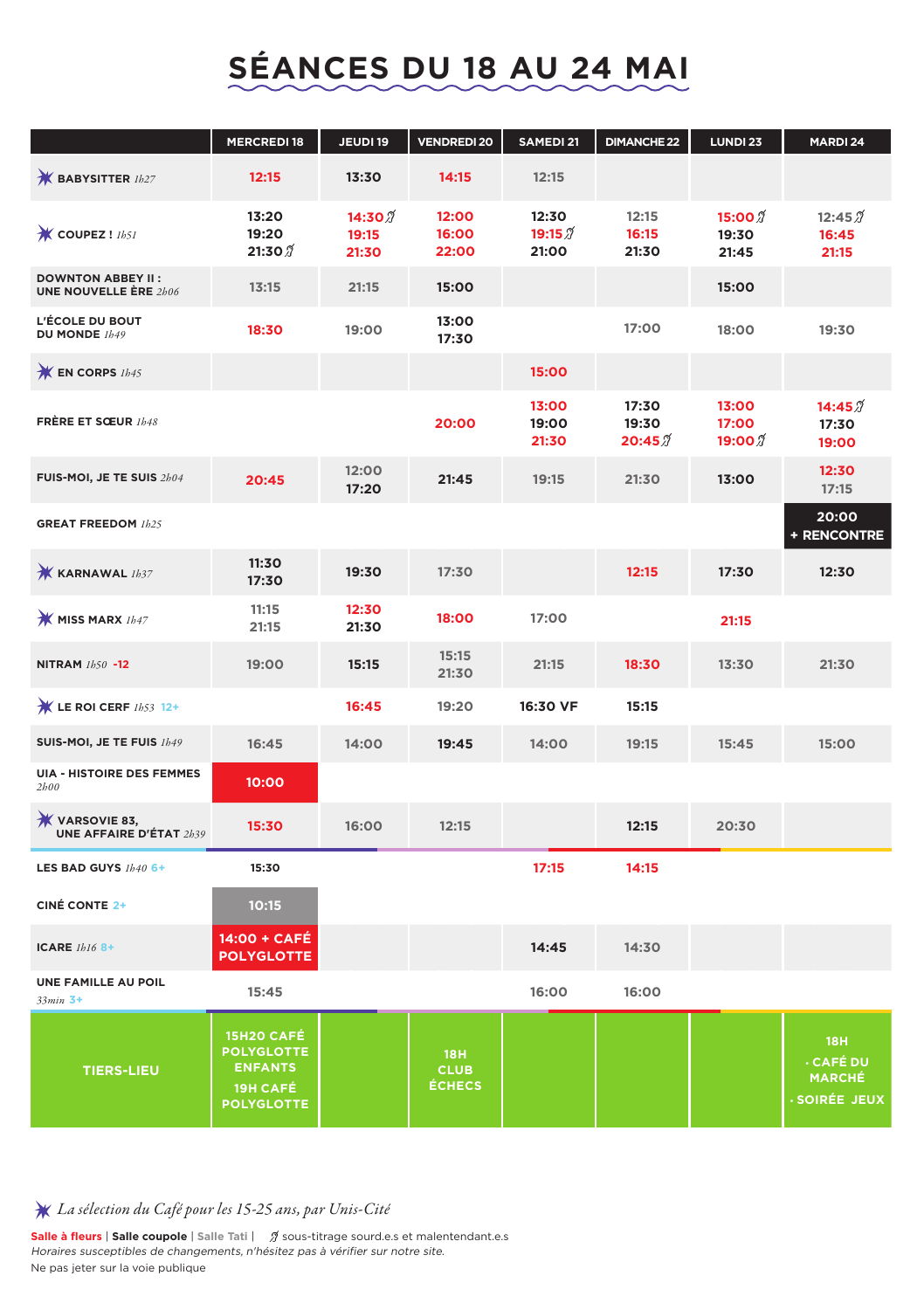# SÉANCES DU 18 AU 24 MAI

| | MERCREDI 18 | JEUDI 19 | VENDREDI 20 | SAMEDI 21 | DIMANCHE 22 | LUNDI 23 | MARDI 24 |
|---|---|---|---|---|---|---|---|
| ✶ BABYSITTER *1h27* | 12:15 | 13:30 | 14:15 | 12:15 | | | |
| ✶ COUPEZ ! *1h51* | 13:20<br>19:20<br>21:30 | 14:30<br>19:15<br>21:30 | 12:00<br>16:00<br>22:00 | 12:30<br>19:15<br>21:00 | 12:15<br>16:15<br>21:30 | 15:00<br>19:30<br>21:45 | 12:45<br>16:45<br>21:15 |
| DOWNTON ABBEY II : UNE NOUVELLE ÈRE *2h06* | 13:15 | 21:15 | 15:00 | | | 15:00 | |
| L'ÉCOLE DU BOUT DU MONDE *1h49* | 18:30 | 19:00 | 13:00<br>17:30 | | 17:00 | 18:00 | 19:30 |
| ✶ EN CORPS *1h45* | | | | 15:00 | | | |
| FRÈRE ET SŒUR *1h48* | | | 20:00 | 13:00<br>19:00<br>21:30 | 17:30<br>19:30<br>20:45 | 13:00<br>17:00<br>19:00 | 14:45<br>17:30<br>19:00 |
| FUIS-MOI, JE TE SUIS *2h04* | 20:45 | 12:00<br>17:20 | 21:45 | 19:15 | 21:30 | 13:00 | 12:30<br>17:15 |
| GREAT FREEDOM *1h25* | | | | | | | 20:00<br>+ RENCONTRE |
| ✶ KARNAWAL *1h37* | 11:30<br>17:30 | 19:30 | 17:30 | | 12:15 | 17:30 | 12:30 |
| ✶ MISS MARX *1h47* | 11:15<br>21:15 | 12:30<br>21:30 | 18:00 | 17:00 | | 21:15 | |
| NITRAM *1h50* -12 | 19:00 | 15:15 | 15:15<br>21:30 | 21:15 | 18:30 | 13:30 | 21:30 |
| ✶ LE ROI CERF *1h53* 12+ | | 16:45 | 19:20 | 16:30 VF | 15:15 | | |
| SUIS-MOI, JE TE FUIS *1h49* | 16:45 | 14:00 | 19:45 | 14:00 | 19:15 | 15:45 | 15:00 |
| UIA - HISTOIRE DES FEMMES *2h00* | 10:00 | | | | | | |
| ✶ VARSOVIE 83, UNE AFFAIRE D'ÉTAT *2h39* | 15:30 | 16:00 | 12:15 | | 12:15 | 20:30 | |
| LES BAD GUYS *1h40* 6+ | 15:30 | | | 17:15 | 14:15 | | |
| CINÉ CONTE 2+ | 10:15 | | | | | | |
| ICARE *1h16* 8+ | 14:00 + CAFÉ POLYGLOTTE | | | 14:45 | 14:30 | | |
| UNE FAMILLE AU POIL *33min* 3+ | 15:45 | | | 16:00 | 16:00 | | |
| TIERS-LIEU | 15H20 CAFÉ POLYGLOTTE ENFANTS<br>19H CAFÉ POLYGLOTTE | | 18H CLUB ÉCHECS | | | | 18H<br>· CAFÉ DU MARCHÉ<br>· SOIRÉE JEUX |

✶ *La sélection du Café pour les 15-25 ans, par Unis-Cité*

**Salle à fleurs** | **Salle coupole** | Salle Tati | sous-titrage sourd.e.s et malentendant.e.s

*Horaires susceptibles de changements, n'hésitez pas à vérifier sur notre site.*

Ne pas jeter sur la voie publique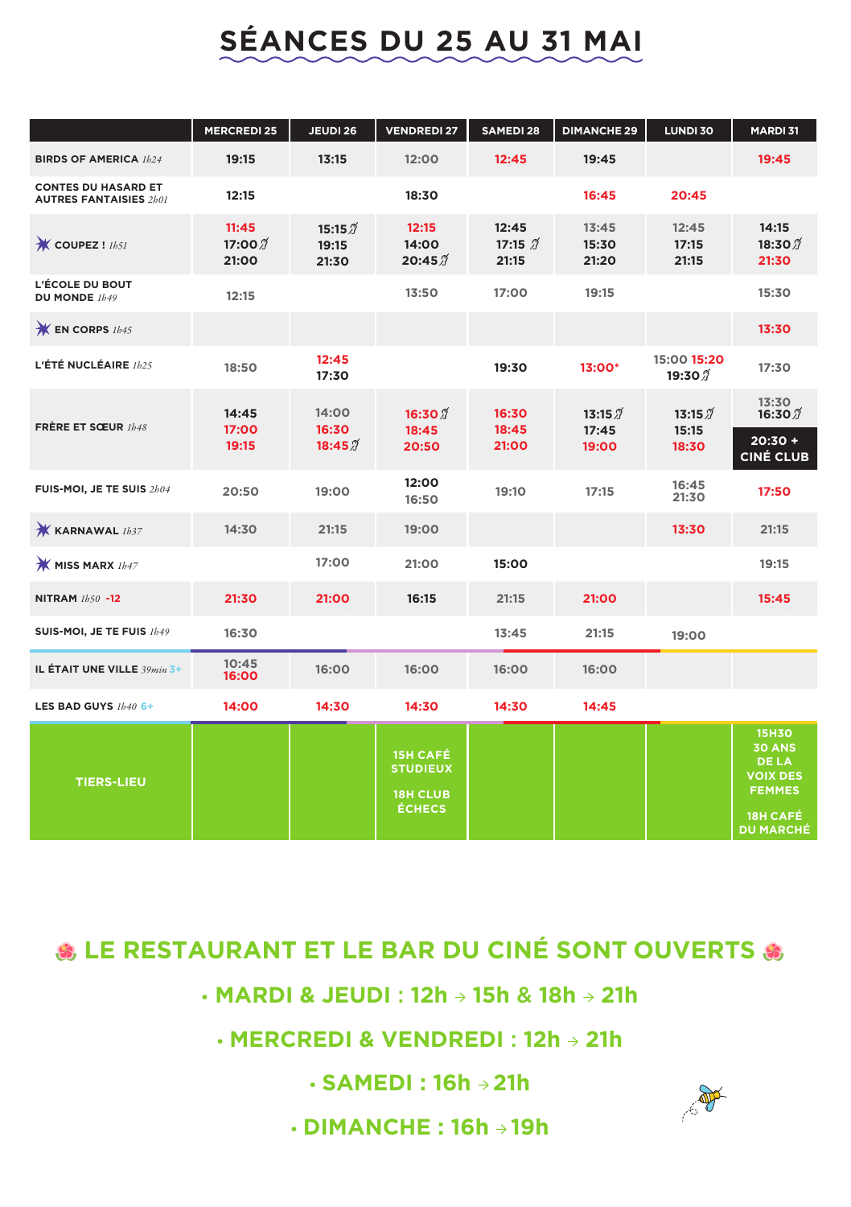# SÉANCES DU 25 AU 31 MAI

| | MERCREDI 25 | JEUDI 26 | VENDREDI 27 | SAMEDI 28 | DIMANCHE 29 | LUNDI 30 | MARDI 31 |
|---|---|---|---|---|---|---|---|
| BIRDS OF AMERICA *1h24* | 19:15 | 13:15 | 12:00 | 12:45 | 19:45 | | 19:45 |
| CONTES DU HASARD ET AUTRES FANTAISIES *2h01* | 12:15 | | 18:30 | | 16:45 | 20:45 | |
| COUPEZ ! *1h51* | 11:45 17:00 21:00 | 15:15 19:15 21:30 | 12:15 14:00 20:45 | 12:45 17:15 21:15 | 13:45 15:30 21:20 | 12:45 17:15 21:15 | 14:15 18:30 21:30 |
| L'ÉCOLE DU BOUT DU MONDE *1h49* | 12:15 | | 13:50 | 17:00 | 19:15 | | 15:30 |
| EN CORPS *1h45* | | | | | | | 13:30 |
| L'ÉTÉ NUCLÉAIRE *1h25* | 18:50 | 12:45 17:30 | | 19:30 | 13:00* | 15:00 15:20 19:30 | 17:30 |
| FRÈRE ET SŒUR *1h48* | 14:45 17:00 19:15 | 14:00 16:30 18:45 | 16:30 18:45 20:50 | 16:30 18:45 21:00 | 13:15 17:45 19:00 | 13:15 15:15 18:30 | 13:30 16:30 20:30 + CINÉ CLUB |
| FUIS-MOI, JE TE SUIS *2h04* | 20:50 | 19:00 | 12:00 16:50 | 19:10 | 17:15 | 16:45 21:30 | 17:50 |
| KARNAWAL *1h37* | 14:30 | 21:15 | 19:00 | | | 13:30 | 21:15 |
| MISS MARX *1h47* | | 17:00 | 21:00 | 15:00 | | | 19:15 |
| NITRAM *1h50* -12 | 21:30 | 21:00 | 16:15 | 21:15 | 21:00 | | 15:45 |
| SUIS-MOI, JE TE FUIS *1h49* | 16:30 | | | 13:45 | 21:15 | 19:00 | |
| IL ÉTAIT UNE VILLE *39min* 3+ | 10:45 16:00 | 16:00 | 16:00 | 16:00 | 16:00 | | |
| LES BAD GUYS *1h40* 6+ | 14:00 | 14:30 | 14:30 | 14:30 | 14:45 | | |
| TIERS-LIEU | | | 15H CAFÉ STUDIEUX 18H CLUB ÉCHECS | | | | 15H30 30 ANS DE LA VOIX DES FEMMES 18H CAFÉ DU MARCHÉ |

## LE RESTAURANT ET LE BAR DU CINÉ SONT OUVERTS

- MARDI & JEUDI : 12h → 15h & 18h → 21h
- MERCREDI & VENDREDI : 12h → 21h
- SAMEDI : 16h → 21h
- DIMANCHE : 16h → 19h